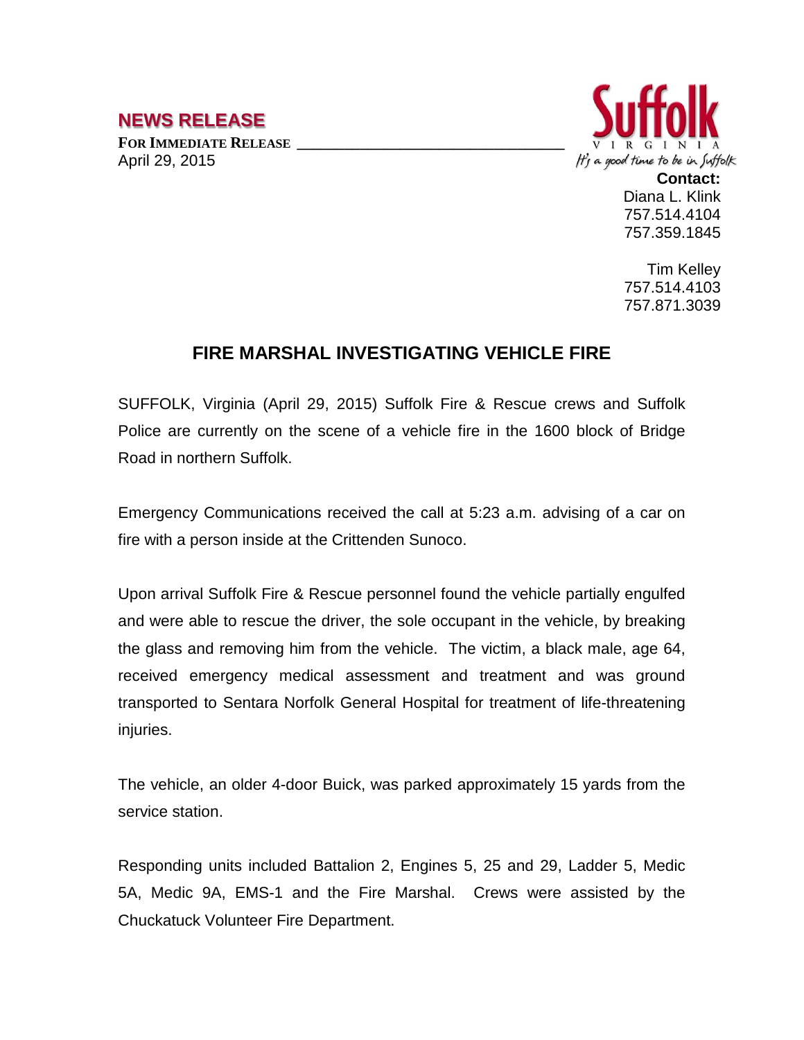**NEWS RELEASE**

**FOR IMMEDIATE RELEASE**
April 29, 2015

Suffolk
VIRGINIA
*It's a good time to be in Suffolk*

**Contact:**
Diana L. Klink
757.514.4104
757.359.1845

Tim Kelley
757.514.4103
757.871.3039

# FIRE MARSHAL INVESTIGATING VEHICLE FIRE

SUFFOLK, Virginia (April 29, 2015) Suffolk Fire & Rescue crews and Suffolk Police are currently on the scene of a vehicle fire in the 1600 block of Bridge Road in northern Suffolk.

Emergency Communications received the call at 5:23 a.m. advising of a car on fire with a person inside at the Crittenden Sunoco.

Upon arrival Suffolk Fire & Rescue personnel found the vehicle partially engulfed and were able to rescue the driver, the sole occupant in the vehicle, by breaking the glass and removing him from the vehicle. The victim, a black male, age 64, received emergency medical assessment and treatment and was ground transported to Sentara Norfolk General Hospital for treatment of life-threatening injuries.

The vehicle, an older 4-door Buick, was parked approximately 15 yards from the service station.

Responding units included Battalion 2, Engines 5, 25 and 29, Ladder 5, Medic 5A, Medic 9A, EMS-1 and the Fire Marshal. Crews were assisted by the Chuckatuck Volunteer Fire Department.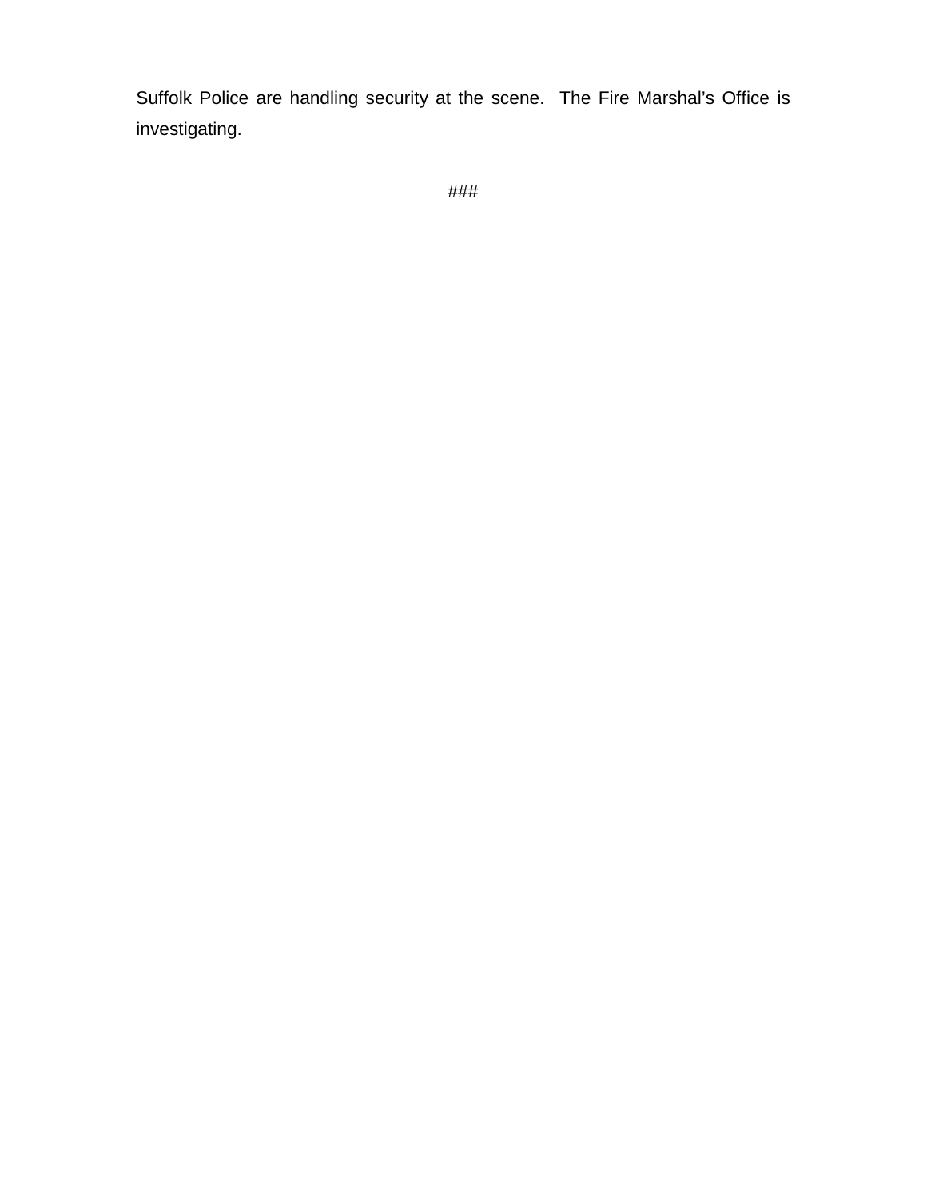Suffolk Police are handling security at the scene. The Fire Marshal's Office is investigating.

###